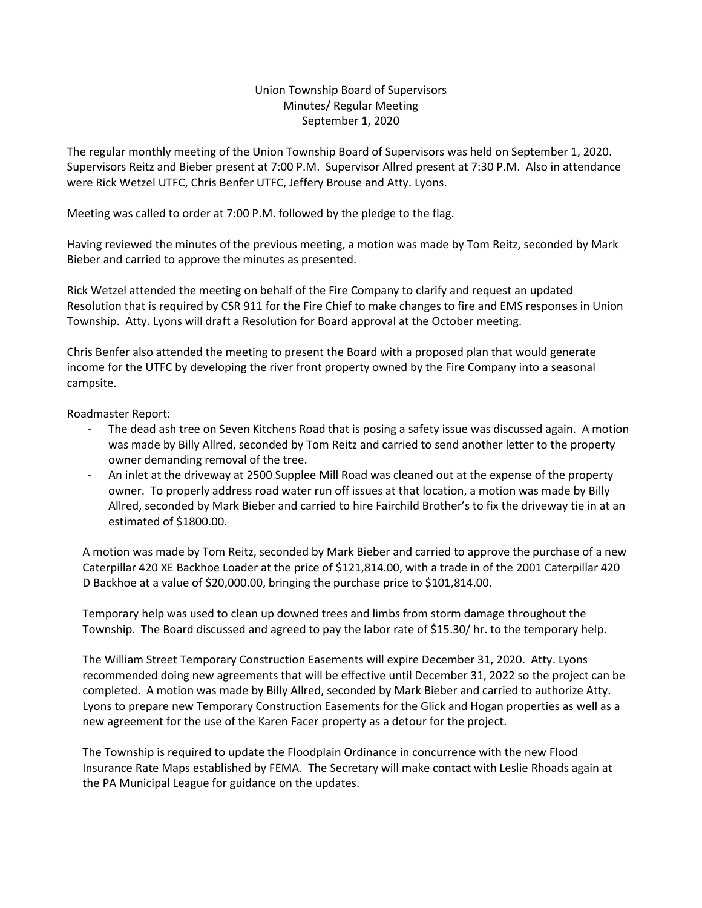Union Township Board of Supervisors
Minutes/ Regular Meeting
September 1, 2020

The regular monthly meeting of the Union Township Board of Supervisors was held on September 1, 2020. Supervisors Reitz and Bieber present at 7:00 P.M. Supervisor Allred present at 7:30 P.M. Also in attendance were Rick Wetzel UTFC, Chris Benfer UTFC, Jeffery Brouse and Atty. Lyons.

Meeting was called to order at 7:00 P.M. followed by the pledge to the flag.

Having reviewed the minutes of the previous meeting, a motion was made by Tom Reitz, seconded by Mark Bieber and carried to approve the minutes as presented.

Rick Wetzel attended the meeting on behalf of the Fire Company to clarify and request an updated Resolution that is required by CSR 911 for the Fire Chief to make changes to fire and EMS responses in Union Township. Atty. Lyons will draft a Resolution for Board approval at the October meeting.

Chris Benfer also attended the meeting to present the Board with a proposed plan that would generate income for the UTFC by developing the river front property owned by the Fire Company into a seasonal campsite.

Roadmaster Report:

- The dead ash tree on Seven Kitchens Road that is posing a safety issue was discussed again. A motion was made by Billy Allred, seconded by Tom Reitz and carried to send another letter to the property owner demanding removal of the tree.
- An inlet at the driveway at 2500 Supplee Mill Road was cleaned out at the expense of the property owner. To properly address road water run off issues at that location, a motion was made by Billy Allred, seconded by Mark Bieber and carried to hire Fairchild Brother's to fix the driveway tie in at an estimated of $1800.00.

A motion was made by Tom Reitz, seconded by Mark Bieber and carried to approve the purchase of a new Caterpillar 420 XE Backhoe Loader at the price of $121,814.00, with a trade in of the 2001 Caterpillar 420 D Backhoe at a value of $20,000.00, bringing the purchase price to $101,814.00.

Temporary help was used to clean up downed trees and limbs from storm damage throughout the Township. The Board discussed and agreed to pay the labor rate of $15.30/ hr. to the temporary help.

The William Street Temporary Construction Easements will expire December 31, 2020. Atty. Lyons recommended doing new agreements that will be effective until December 31, 2022 so the project can be completed. A motion was made by Billy Allred, seconded by Mark Bieber and carried to authorize Atty. Lyons to prepare new Temporary Construction Easements for the Glick and Hogan properties as well as a new agreement for the use of the Karen Facer property as a detour for the project.

The Township is required to update the Floodplain Ordinance in concurrence with the new Flood Insurance Rate Maps established by FEMA. The Secretary will make contact with Leslie Rhoads again at the PA Municipal League for guidance on the updates.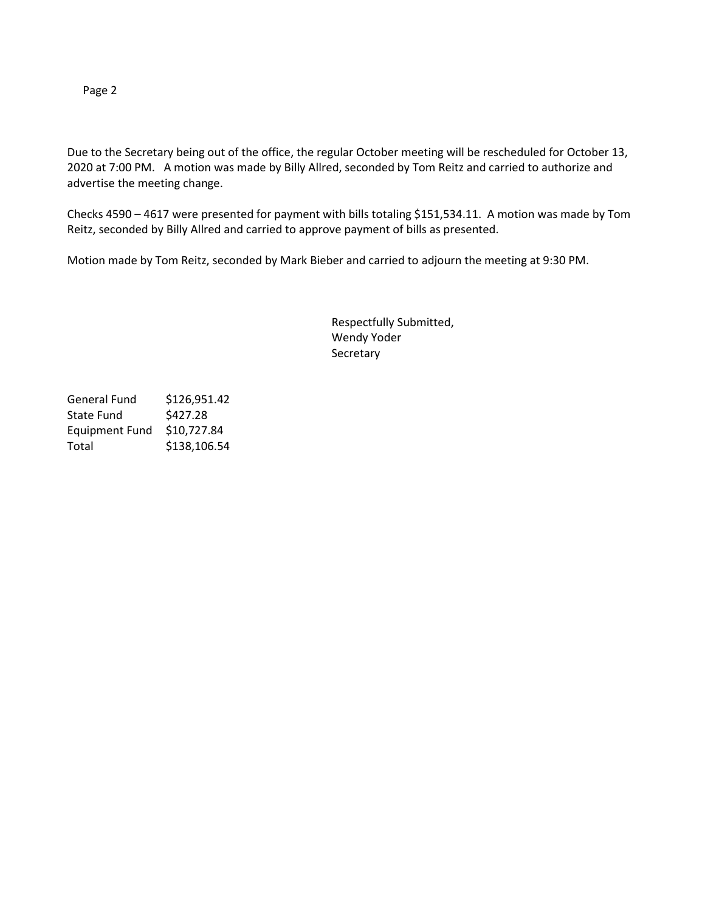Due to the Secretary being out of the office, the regular October meeting will be rescheduled for October 13, 2020 at 7:00 PM. A motion was made by Billy Allred, seconded by Tom Reitz and carried to authorize and advertise the meeting change.

Checks 4590 – 4617 were presented for payment with bills totaling $151,534.11. A motion was made by Tom Reitz, seconded by Billy Allred and carried to approve payment of bills as presented.

Motion made by Tom Reitz, seconded by Mark Bieber and carried to adjourn the meeting at 9:30 PM.

Respectfully Submitted,
Wendy Yoder
Secretary

| | |
|---|---|
| General Fund | $126,951.42 |
| State Fund | $427.28 |
| Equipment Fund | $10,727.84 |
| Total | $138,106.54 |